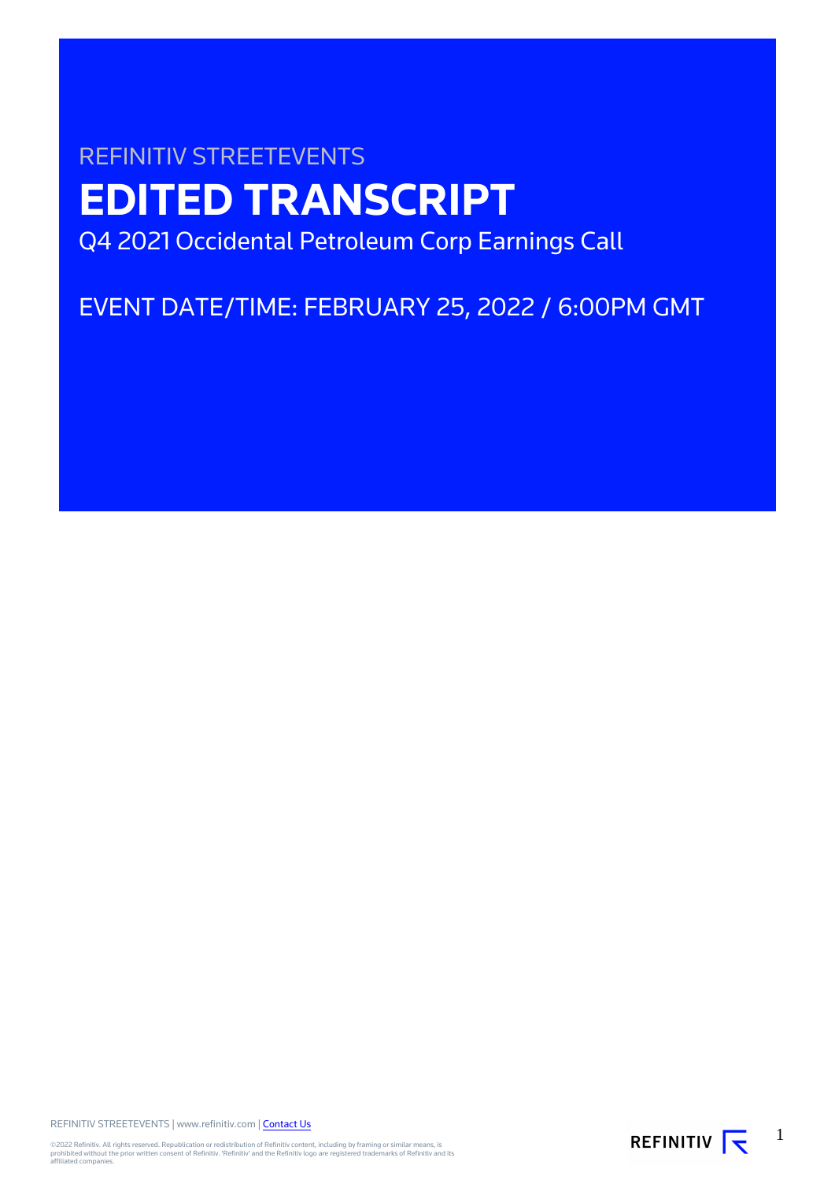REFINITIV STREETEVENTS

# EDITED TRANSCRIPT

Q4 2021 Occidental Petroleum Corp Earnings Call

EVENT DATE/TIME: FEBRUARY 25, 2022 / 6:00PM GMT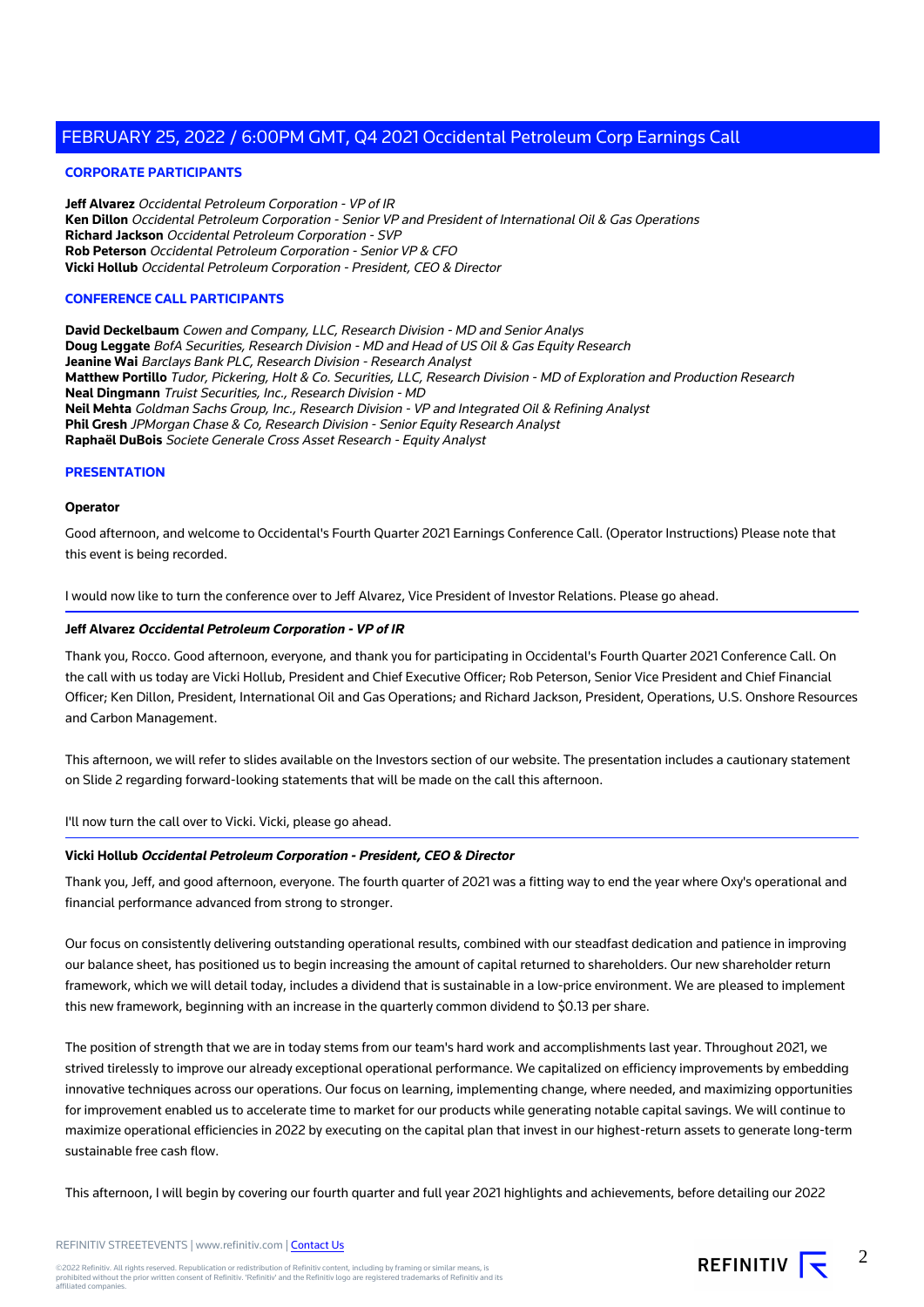## CORPORATE PARTICIPANTS

**Jeff Alvarez** *Occidental Petroleum Corporation - VP of IR*
**Ken Dillon** *Occidental Petroleum Corporation - Senior VP and President of International Oil & Gas Operations*
**Richard Jackson** *Occidental Petroleum Corporation - SVP*
**Rob Peterson** *Occidental Petroleum Corporation - Senior VP & CFO*
**Vicki Hollub** *Occidental Petroleum Corporation - President, CEO & Director*

## CONFERENCE CALL PARTICIPANTS

**David Deckelbaum** *Cowen and Company, LLC, Research Division - MD and Senior Analys*
**Doug Leggate** *BofA Securities, Research Division - MD and Head of US Oil & Gas Equity Research*
**Jeanine Wai** *Barclays Bank PLC, Research Division - Research Analyst*
**Matthew Portillo** *Tudor, Pickering, Holt & Co. Securities, LLC, Research Division - MD of Exploration and Production Research*
**Neal Dingmann** *Truist Securities, Inc., Research Division - MD*
**Neil Mehta** *Goldman Sachs Group, Inc., Research Division - VP and Integrated Oil & Refining Analyst*
**Phil Gresh** *JPMorgan Chase & Co, Research Division - Senior Equity Research Analyst*
**Raphaël DuBois** *Societe Generale Cross Asset Research - Equity Analyst*

## PRESENTATION

**Operator**

Good afternoon, and welcome to Occidental's Fourth Quarter 2021 Earnings Conference Call. (Operator Instructions) Please note that this event is being recorded.

I would now like to turn the conference over to Jeff Alvarez, Vice President of Investor Relations. Please go ahead.

**Jeff Alvarez** ***Occidental Petroleum Corporation - VP of IR***

Thank you, Rocco. Good afternoon, everyone, and thank you for participating in Occidental's Fourth Quarter 2021 Conference Call. On the call with us today are Vicki Hollub, President and Chief Executive Officer; Rob Peterson, Senior Vice President and Chief Financial Officer; Ken Dillon, President, International Oil and Gas Operations; and Richard Jackson, President, Operations, U.S. Onshore Resources and Carbon Management.

This afternoon, we will refer to slides available on the Investors section of our website. The presentation includes a cautionary statement on Slide 2 regarding forward-looking statements that will be made on the call this afternoon.

I'll now turn the call over to Vicki. Vicki, please go ahead.

**Vicki Hollub** ***Occidental Petroleum Corporation - President, CEO & Director***

Thank you, Jeff, and good afternoon, everyone. The fourth quarter of 2021 was a fitting way to end the year where Oxy's operational and financial performance advanced from strong to stronger.

Our focus on consistently delivering outstanding operational results, combined with our steadfast dedication and patience in improving our balance sheet, has positioned us to begin increasing the amount of capital returned to shareholders. Our new shareholder return framework, which we will detail today, includes a dividend that is sustainable in a low-price environment. We are pleased to implement this new framework, beginning with an increase in the quarterly common dividend to $0.13 per share.

The position of strength that we are in today stems from our team's hard work and accomplishments last year. Throughout 2021, we strived tirelessly to improve our already exceptional operational performance. We capitalized on efficiency improvements by embedding innovative techniques across our operations. Our focus on learning, implementing change, where needed, and maximizing opportunities for improvement enabled us to accelerate time to market for our products while generating notable capital savings. We will continue to maximize operational efficiencies in 2022 by executing on the capital plan that invest in our highest-return assets to generate long-term sustainable free cash flow.

This afternoon, I will begin by covering our fourth quarter and full year 2021 highlights and achievements, before detailing our 2022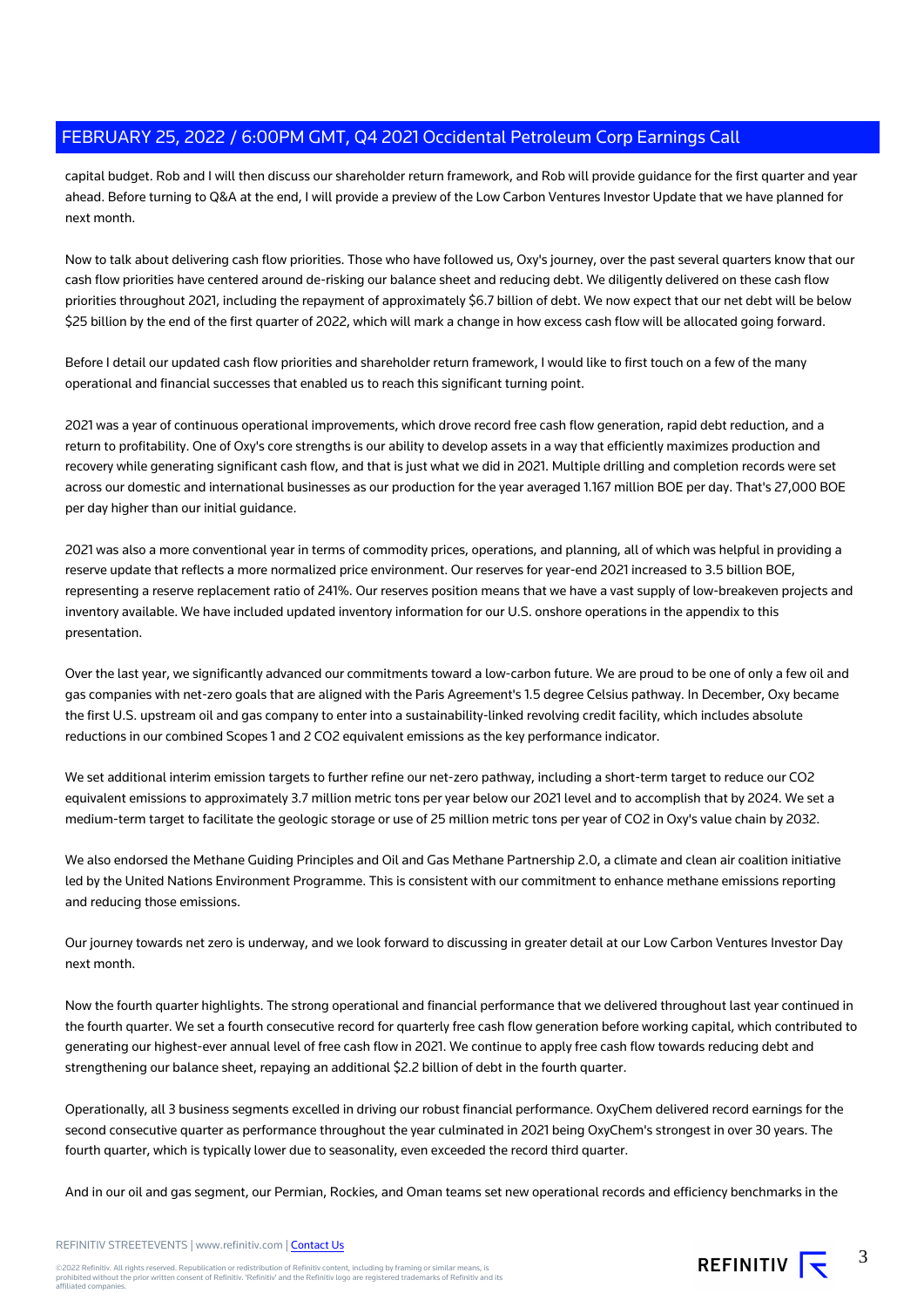capital budget. Rob and I will then discuss our shareholder return framework, and Rob will provide guidance for the first quarter and year ahead. Before turning to Q&A at the end, I will provide a preview of the Low Carbon Ventures Investor Update that we have planned for next month.

Now to talk about delivering cash flow priorities. Those who have followed us, Oxy's journey, over the past several quarters know that our cash flow priorities have centered around de-risking our balance sheet and reducing debt. We diligently delivered on these cash flow priorities throughout 2021, including the repayment of approximately $6.7 billion of debt. We now expect that our net debt will be below $25 billion by the end of the first quarter of 2022, which will mark a change in how excess cash flow will be allocated going forward.

Before I detail our updated cash flow priorities and shareholder return framework, I would like to first touch on a few of the many operational and financial successes that enabled us to reach this significant turning point.

2021 was a year of continuous operational improvements, which drove record free cash flow generation, rapid debt reduction, and a return to profitability. One of Oxy's core strengths is our ability to develop assets in a way that efficiently maximizes production and recovery while generating significant cash flow, and that is just what we did in 2021. Multiple drilling and completion records were set across our domestic and international businesses as our production for the year averaged 1.167 million BOE per day. That's 27,000 BOE per day higher than our initial guidance.

2021 was also a more conventional year in terms of commodity prices, operations, and planning, all of which was helpful in providing a reserve update that reflects a more normalized price environment. Our reserves for year-end 2021 increased to 3.5 billion BOE, representing a reserve replacement ratio of 241%. Our reserves position means that we have a vast supply of low-breakeven projects and inventory available. We have included updated inventory information for our U.S. onshore operations in the appendix to this presentation.

Over the last year, we significantly advanced our commitments toward a low-carbon future. We are proud to be one of only a few oil and gas companies with net-zero goals that are aligned with the Paris Agreement's 1.5 degree Celsius pathway. In December, Oxy became the first U.S. upstream oil and gas company to enter into a sustainability-linked revolving credit facility, which includes absolute reductions in our combined Scopes 1 and 2 $CO_2$ equivalent emissions as the key performance indicator.

We set additional interim emission targets to further refine our net-zero pathway, including a short-term target to reduce our $CO_2$ equivalent emissions to approximately 3.7 million metric tons per year below our 2021 level and to accomplish that by 2024. We set a medium-term target to facilitate the geologic storage or use of 25 million metric tons per year of $CO_2$ in Oxy's value chain by 2032.

We also endorsed the Methane Guiding Principles and Oil and Gas Methane Partnership 2.0, a climate and clean air coalition initiative led by the United Nations Environment Programme. This is consistent with our commitment to enhance methane emissions reporting and reducing those emissions.

Our journey towards net zero is underway, and we look forward to discussing in greater detail at our Low Carbon Ventures Investor Day next month.

Now the fourth quarter highlights. The strong operational and financial performance that we delivered throughout last year continued in the fourth quarter. We set a fourth consecutive record for quarterly free cash flow generation before working capital, which contributed to generating our highest-ever annual level of free cash flow in 2021. We continue to apply free cash flow towards reducing debt and strengthening our balance sheet, repaying an additional $2.2 billion of debt in the fourth quarter.

Operationally, all 3 business segments excelled in driving our robust financial performance. OxyChem delivered record earnings for the second consecutive quarter as performance throughout the year culminated in 2021 being OxyChem's strongest in over 30 years. The fourth quarter, which is typically lower due to seasonality, even exceeded the record third quarter.

And in our oil and gas segment, our Permian, Rockies, and Oman teams set new operational records and efficiency benchmarks in the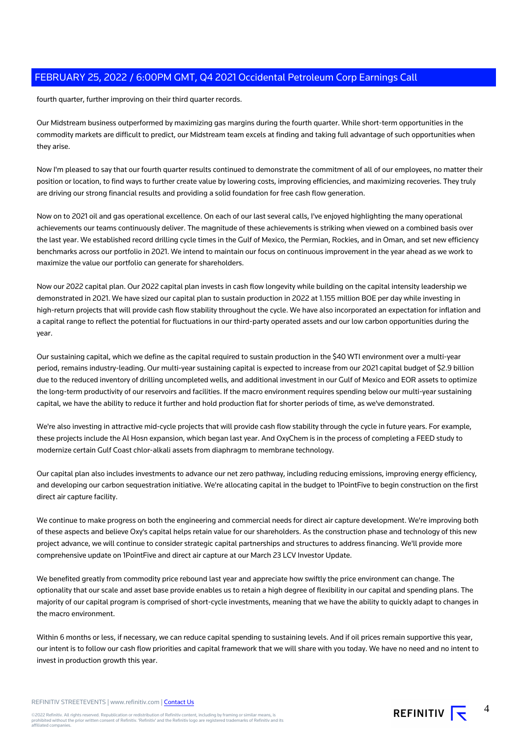fourth quarter, further improving on their third quarter records.

Our Midstream business outperformed by maximizing gas margins during the fourth quarter. While short-term opportunities in the commodity markets are difficult to predict, our Midstream team excels at finding and taking full advantage of such opportunities when they arise.

Now I'm pleased to say that our fourth quarter results continued to demonstrate the commitment of all of our employees, no matter their position or location, to find ways to further create value by lowering costs, improving efficiencies, and maximizing recoveries. They truly are driving our strong financial results and providing a solid foundation for free cash flow generation.

Now on to 2021 oil and gas operational excellence. On each of our last several calls, I've enjoyed highlighting the many operational achievements our teams continuously deliver. The magnitude of these achievements is striking when viewed on a combined basis over the last year. We established record drilling cycle times in the Gulf of Mexico, the Permian, Rockies, and in Oman, and set new efficiency benchmarks across our portfolio in 2021. We intend to maintain our focus on continuous improvement in the year ahead as we work to maximize the value our portfolio can generate for shareholders.

Now our 2022 capital plan. Our 2022 capital plan invests in cash flow longevity while building on the capital intensity leadership we demonstrated in 2021. We have sized our capital plan to sustain production in 2022 at 1.155 million BOE per day while investing in high-return projects that will provide cash flow stability throughout the cycle. We have also incorporated an expectation for inflation and a capital range to reflect the potential for fluctuations in our third-party operated assets and our low carbon opportunities during the year.

Our sustaining capital, which we define as the capital required to sustain production in the $40 WTI environment over a multi-year period, remains industry-leading. Our multi-year sustaining capital is expected to increase from our 2021 capital budget of $2.9 billion due to the reduced inventory of drilling uncompleted wells, and additional investment in our Gulf of Mexico and EOR assets to optimize the long-term productivity of our reservoirs and facilities. If the macro environment requires spending below our multi-year sustaining capital, we have the ability to reduce it further and hold production flat for shorter periods of time, as we've demonstrated.

We're also investing in attractive mid-cycle projects that will provide cash flow stability through the cycle in future years. For example, these projects include the Al Hosn expansion, which began last year. And OxyChem is in the process of completing a FEED study to modernize certain Gulf Coast chlor-alkali assets from diaphragm to membrane technology.

Our capital plan also includes investments to advance our net zero pathway, including reducing emissions, improving energy efficiency, and developing our carbon sequestration initiative. We're allocating capital in the budget to 1PointFive to begin construction on the first direct air capture facility.

We continue to make progress on both the engineering and commercial needs for direct air capture development. We're improving both of these aspects and believe Oxy's capital helps retain value for our shareholders. As the construction phase and technology of this new project advance, we will continue to consider strategic capital partnerships and structures to address financing. We'll provide more comprehensive update on 1PointFive and direct air capture at our March 23 LCV Investor Update.

We benefited greatly from commodity price rebound last year and appreciate how swiftly the price environment can change. The optionality that our scale and asset base provide enables us to retain a high degree of flexibility in our capital and spending plans. The majority of our capital program is comprised of short-cycle investments, meaning that we have the ability to quickly adapt to changes in the macro environment.

Within 6 months or less, if necessary, we can reduce capital spending to sustaining levels. And if oil prices remain supportive this year, our intent is to follow our cash flow priorities and capital framework that we will share with you today. We have no need and no intent to invest in production growth this year.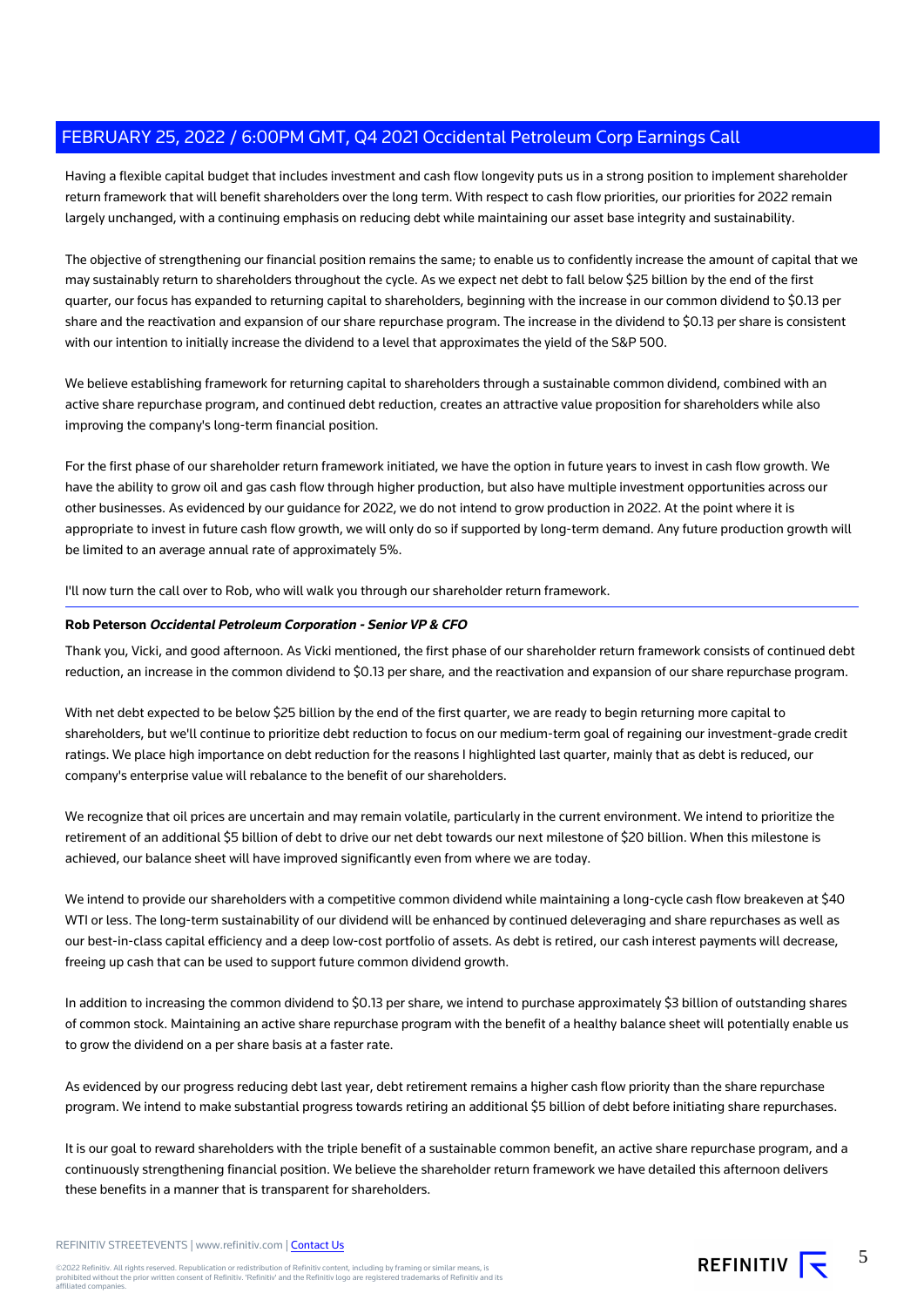Having a flexible capital budget that includes investment and cash flow longevity puts us in a strong position to implement shareholder return framework that will benefit shareholders over the long term. With respect to cash flow priorities, our priorities for 2022 remain largely unchanged, with a continuing emphasis on reducing debt while maintaining our asset base integrity and sustainability.

The objective of strengthening our financial position remains the same; to enable us to confidently increase the amount of capital that we may sustainably return to shareholders throughout the cycle. As we expect net debt to fall below $25 billion by the end of the first quarter, our focus has expanded to returning capital to shareholders, beginning with the increase in our common dividend to $0.13 per share and the reactivation and expansion of our share repurchase program. The increase in the dividend to $0.13 per share is consistent with our intention to initially increase the dividend to a level that approximates the yield of the S&P 500.

We believe establishing framework for returning capital to shareholders through a sustainable common dividend, combined with an active share repurchase program, and continued debt reduction, creates an attractive value proposition for shareholders while also improving the company's long-term financial position.

For the first phase of our shareholder return framework initiated, we have the option in future years to invest in cash flow growth. We have the ability to grow oil and gas cash flow through higher production, but also have multiple investment opportunities across our other businesses. As evidenced by our guidance for 2022, we do not intend to grow production in 2022. At the point where it is appropriate to invest in future cash flow growth, we will only do so if supported by long-term demand. Any future production growth will be limited to an average annual rate of approximately 5%.

I'll now turn the call over to Rob, who will walk you through our shareholder return framework.

**Rob Peterson** ***Occidental Petroleum Corporation - Senior VP & CFO***

Thank you, Vicki, and good afternoon. As Vicki mentioned, the first phase of our shareholder return framework consists of continued debt reduction, an increase in the common dividend to $0.13 per share, and the reactivation and expansion of our share repurchase program.

With net debt expected to be below $25 billion by the end of the first quarter, we are ready to begin returning more capital to shareholders, but we'll continue to prioritize debt reduction to focus on our medium-term goal of regaining our investment-grade credit ratings. We place high importance on debt reduction for the reasons I highlighted last quarter, mainly that as debt is reduced, our company's enterprise value will rebalance to the benefit of our shareholders.

We recognize that oil prices are uncertain and may remain volatile, particularly in the current environment. We intend to prioritize the retirement of an additional $5 billion of debt to drive our net debt towards our next milestone of $20 billion. When this milestone is achieved, our balance sheet will have improved significantly even from where we are today.

We intend to provide our shareholders with a competitive common dividend while maintaining a long-cycle cash flow breakeven at $40 WTI or less. The long-term sustainability of our dividend will be enhanced by continued deleveraging and share repurchases as well as our best-in-class capital efficiency and a deep low-cost portfolio of assets. As debt is retired, our cash interest payments will decrease, freeing up cash that can be used to support future common dividend growth.

In addition to increasing the common dividend to $0.13 per share, we intend to purchase approximately $3 billion of outstanding shares of common stock. Maintaining an active share repurchase program with the benefit of a healthy balance sheet will potentially enable us to grow the dividend on a per share basis at a faster rate.

As evidenced by our progress reducing debt last year, debt retirement remains a higher cash flow priority than the share repurchase program. We intend to make substantial progress towards retiring an additional $5 billion of debt before initiating share repurchases.

It is our goal to reward shareholders with the triple benefit of a sustainable common benefit, an active share repurchase program, and a continuously strengthening financial position. We believe the shareholder return framework we have detailed this afternoon delivers these benefits in a manner that is transparent for shareholders.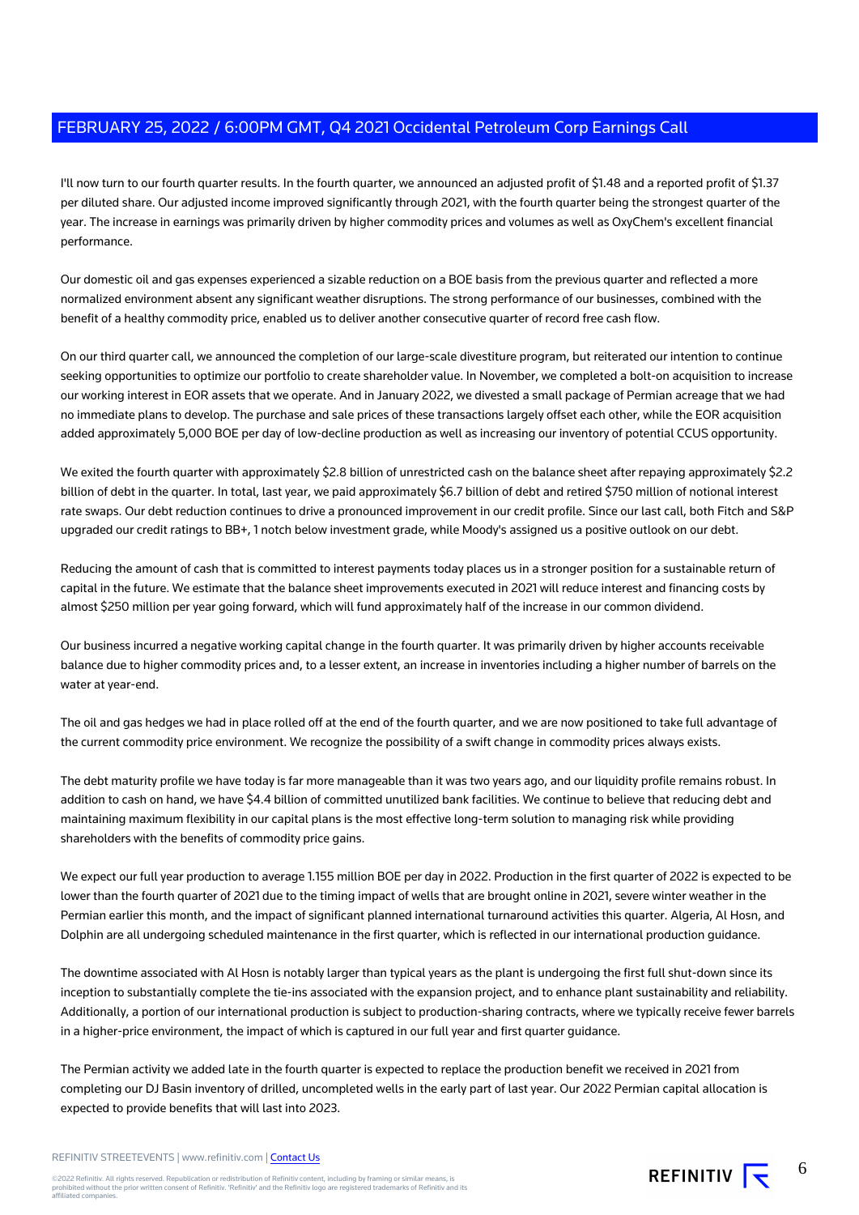I'll now turn to our fourth quarter results. In the fourth quarter, we announced an adjusted profit of $1.48 and a reported profit of $1.37 per diluted share. Our adjusted income improved significantly through 2021, with the fourth quarter being the strongest quarter of the year. The increase in earnings was primarily driven by higher commodity prices and volumes as well as OxyChem's excellent financial performance.

Our domestic oil and gas expenses experienced a sizable reduction on a BOE basis from the previous quarter and reflected a more normalized environment absent any significant weather disruptions. The strong performance of our businesses, combined with the benefit of a healthy commodity price, enabled us to deliver another consecutive quarter of record free cash flow.

On our third quarter call, we announced the completion of our large-scale divestiture program, but reiterated our intention to continue seeking opportunities to optimize our portfolio to create shareholder value. In November, we completed a bolt-on acquisition to increase our working interest in EOR assets that we operate. And in January 2022, we divested a small package of Permian acreage that we had no immediate plans to develop. The purchase and sale prices of these transactions largely offset each other, while the EOR acquisition added approximately 5,000 BOE per day of low-decline production as well as increasing our inventory of potential CCUS opportunity.

We exited the fourth quarter with approximately $2.8 billion of unrestricted cash on the balance sheet after repaying approximately $2.2 billion of debt in the quarter. In total, last year, we paid approximately $6.7 billion of debt and retired $750 million of notional interest rate swaps. Our debt reduction continues to drive a pronounced improvement in our credit profile. Since our last call, both Fitch and S&P upgraded our credit ratings to BB+, 1 notch below investment grade, while Moody's assigned us a positive outlook on our debt.

Reducing the amount of cash that is committed to interest payments today places us in a stronger position for a sustainable return of capital in the future. We estimate that the balance sheet improvements executed in 2021 will reduce interest and financing costs by almost $250 million per year going forward, which will fund approximately half of the increase in our common dividend.

Our business incurred a negative working capital change in the fourth quarter. It was primarily driven by higher accounts receivable balance due to higher commodity prices and, to a lesser extent, an increase in inventories including a higher number of barrels on the water at year-end.

The oil and gas hedges we had in place rolled off at the end of the fourth quarter, and we are now positioned to take full advantage of the current commodity price environment. We recognize the possibility of a swift change in commodity prices always exists.

The debt maturity profile we have today is far more manageable than it was two years ago, and our liquidity profile remains robust. In addition to cash on hand, we have $4.4 billion of committed unutilized bank facilities. We continue to believe that reducing debt and maintaining maximum flexibility in our capital plans is the most effective long-term solution to managing risk while providing shareholders with the benefits of commodity price gains.

We expect our full year production to average 1.155 million BOE per day in 2022. Production in the first quarter of 2022 is expected to be lower than the fourth quarter of 2021 due to the timing impact of wells that are brought online in 2021, severe winter weather in the Permian earlier this month, and the impact of significant planned international turnaround activities this quarter. Algeria, Al Hosn, and Dolphin are all undergoing scheduled maintenance in the first quarter, which is reflected in our international production guidance.

The downtime associated with Al Hosn is notably larger than typical years as the plant is undergoing the first full shut-down since its inception to substantially complete the tie-ins associated with the expansion project, and to enhance plant sustainability and reliability. Additionally, a portion of our international production is subject to production-sharing contracts, where we typically receive fewer barrels in a higher-price environment, the impact of which is captured in our full year and first quarter guidance.

The Permian activity we added late in the fourth quarter is expected to replace the production benefit we received in 2021 from completing our DJ Basin inventory of drilled, uncompleted wells in the early part of last year. Our 2022 Permian capital allocation is expected to provide benefits that will last into 2023.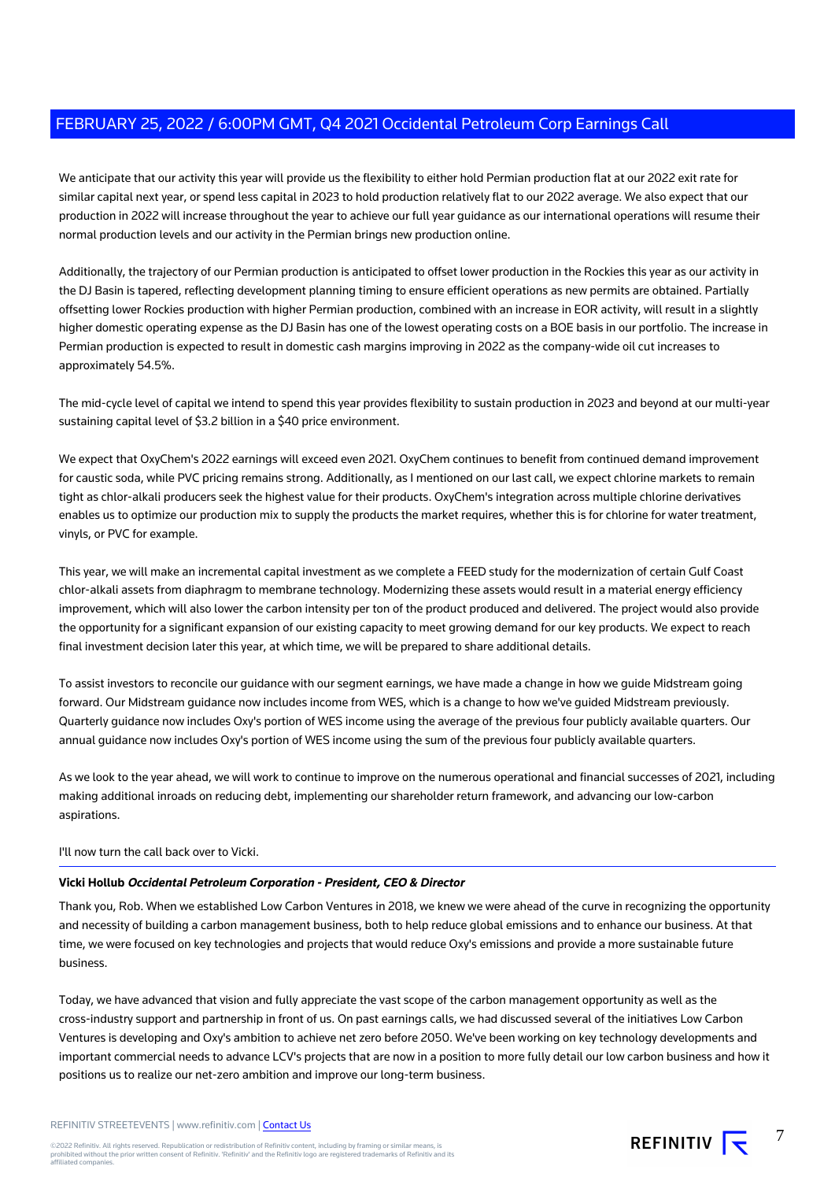We anticipate that our activity this year will provide us the flexibility to either hold Permian production flat at our 2022 exit rate for similar capital next year, or spend less capital in 2023 to hold production relatively flat to our 2022 average. We also expect that our production in 2022 will increase throughout the year to achieve our full year guidance as our international operations will resume their normal production levels and our activity in the Permian brings new production online.

Additionally, the trajectory of our Permian production is anticipated to offset lower production in the Rockies this year as our activity in the DJ Basin is tapered, reflecting development planning timing to ensure efficient operations as new permits are obtained. Partially offsetting lower Rockies production with higher Permian production, combined with an increase in EOR activity, will result in a slightly higher domestic operating expense as the DJ Basin has one of the lowest operating costs on a BOE basis in our portfolio. The increase in Permian production is expected to result in domestic cash margins improving in 2022 as the company-wide oil cut increases to approximately 54.5%.

The mid-cycle level of capital we intend to spend this year provides flexibility to sustain production in 2023 and beyond at our multi-year sustaining capital level of $3.2 billion in a $40 price environment.

We expect that OxyChem's 2022 earnings will exceed even 2021. OxyChem continues to benefit from continued demand improvement for caustic soda, while PVC pricing remains strong. Additionally, as I mentioned on our last call, we expect chlorine markets to remain tight as chlor-alkali producers seek the highest value for their products. OxyChem's integration across multiple chlorine derivatives enables us to optimize our production mix to supply the products the market requires, whether this is for chlorine for water treatment, vinyls, or PVC for example.

This year, we will make an incremental capital investment as we complete a FEED study for the modernization of certain Gulf Coast chlor-alkali assets from diaphragm to membrane technology. Modernizing these assets would result in a material energy efficiency improvement, which will also lower the carbon intensity per ton of the product produced and delivered. The project would also provide the opportunity for a significant expansion of our existing capacity to meet growing demand for our key products. We expect to reach final investment decision later this year, at which time, we will be prepared to share additional details.

To assist investors to reconcile our guidance with our segment earnings, we have made a change in how we guide Midstream going forward. Our Midstream guidance now includes income from WES, which is a change to how we've guided Midstream previously. Quarterly guidance now includes Oxy's portion of WES income using the average of the previous four publicly available quarters. Our annual guidance now includes Oxy's portion of WES income using the sum of the previous four publicly available quarters.

As we look to the year ahead, we will work to continue to improve on the numerous operational and financial successes of 2021, including making additional inroads on reducing debt, implementing our shareholder return framework, and advancing our low-carbon aspirations.

I'll now turn the call back over to Vicki.

---

**Vicki Hollub** ***Occidental Petroleum Corporation - President, CEO & Director***

Thank you, Rob. When we established Low Carbon Ventures in 2018, we knew we were ahead of the curve in recognizing the opportunity and necessity of building a carbon management business, both to help reduce global emissions and to enhance our business. At that time, we were focused on key technologies and projects that would reduce Oxy's emissions and provide a more sustainable future business.

Today, we have advanced that vision and fully appreciate the vast scope of the carbon management opportunity as well as the cross-industry support and partnership in front of us. On past earnings calls, we had discussed several of the initiatives Low Carbon Ventures is developing and Oxy's ambition to achieve net zero before 2050. We've been working on key technology developments and important commercial needs to advance LCV's projects that are now in a position to more fully detail our low carbon business and how it positions us to realize our net-zero ambition and improve our long-term business.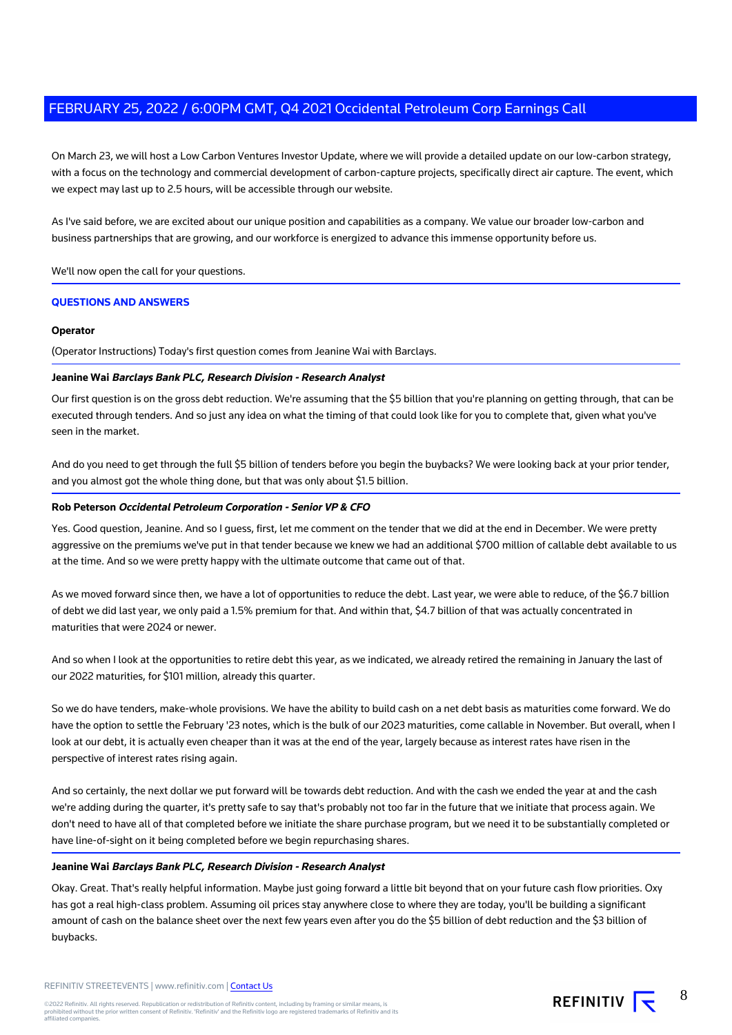On March 23, we will host a Low Carbon Ventures Investor Update, where we will provide a detailed update on our low-carbon strategy, with a focus on the technology and commercial development of carbon-capture projects, specifically direct air capture. The event, which we expect may last up to 2.5 hours, will be accessible through our website.

As I've said before, we are excited about our unique position and capabilities as a company. We value our broader low-carbon and business partnerships that are growing, and our workforce is energized to advance this immense opportunity before us.

We'll now open the call for your questions.

## QUESTIONS AND ANSWERS

**Operator**

(Operator Instructions) Today's first question comes from Jeanine Wai with Barclays.

**Jeanine Wai** ***Barclays Bank PLC, Research Division - Research Analyst***

Our first question is on the gross debt reduction. We're assuming that the $5 billion that you're planning on getting through, that can be executed through tenders. And so just any idea on what the timing of that could look like for you to complete that, given what you've seen in the market.

And do you need to get through the full $5 billion of tenders before you begin the buybacks? We were looking back at your prior tender, and you almost got the whole thing done, but that was only about $1.5 billion.

**Rob Peterson** ***Occidental Petroleum Corporation - Senior VP & CFO***

Yes. Good question, Jeanine. And so I guess, first, let me comment on the tender that we did at the end in December. We were pretty aggressive on the premiums we've put in that tender because we knew we had an additional $700 million of callable debt available to us at the time. And so we were pretty happy with the ultimate outcome that came out of that.

As we moved forward since then, we have a lot of opportunities to reduce the debt. Last year, we were able to reduce, of the $6.7 billion of debt we did last year, we only paid a 1.5% premium for that. And within that, $4.7 billion of that was actually concentrated in maturities that were 2024 or newer.

And so when I look at the opportunities to retire debt this year, as we indicated, we already retired the remaining in January the last of our 2022 maturities, for $101 million, already this quarter.

So we do have tenders, make-whole provisions. We have the ability to build cash on a net debt basis as maturities come forward. We do have the option to settle the February '23 notes, which is the bulk of our 2023 maturities, come callable in November. But overall, when I look at our debt, it is actually even cheaper than it was at the end of the year, largely because as interest rates have risen in the perspective of interest rates rising again.

And so certainly, the next dollar we put forward will be towards debt reduction. And with the cash we ended the year at and the cash we're adding during the quarter, it's pretty safe to say that's probably not too far in the future that we initiate that process again. We don't need to have all of that completed before we initiate the share purchase program, but we need it to be substantially completed or have line-of-sight on it being completed before we begin repurchasing shares.

**Jeanine Wai** ***Barclays Bank PLC, Research Division - Research Analyst***

Okay. Great. That's really helpful information. Maybe just going forward a little bit beyond that on your future cash flow priorities. Oxy has got a real high-class problem. Assuming oil prices stay anywhere close to where they are today, you'll be building a significant amount of cash on the balance sheet over the next few years even after you do the $5 billion of debt reduction and the $3 billion of buybacks.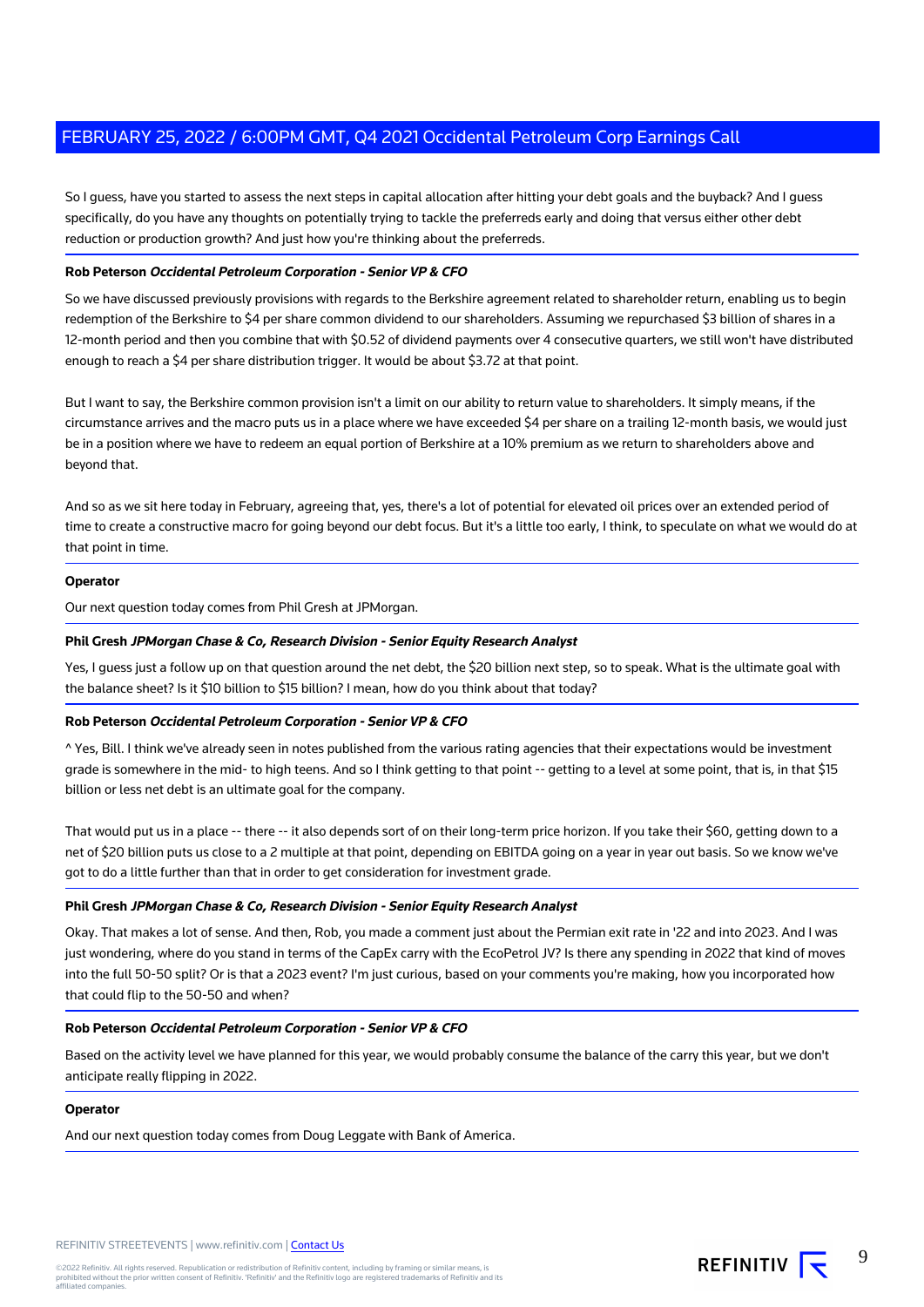So I guess, have you started to assess the next steps in capital allocation after hitting your debt goals and the buyback? And I guess specifically, do you have any thoughts on potentially trying to tackle the preferreds early and doing that versus either other debt reduction or production growth? And just how you're thinking about the preferreds.

**Rob Peterson** ***Occidental Petroleum Corporation - Senior VP & CFO***

So we have discussed previously provisions with regards to the Berkshire agreement related to shareholder return, enabling us to begin redemption of the Berkshire to $4 per share common dividend to our shareholders. Assuming we repurchased $3 billion of shares in a 12-month period and then you combine that with $0.52 of dividend payments over 4 consecutive quarters, we still won't have distributed enough to reach a $4 per share distribution trigger. It would be about $3.72 at that point.

But I want to say, the Berkshire common provision isn't a limit on our ability to return value to shareholders. It simply means, if the circumstance arrives and the macro puts us in a place where we have exceeded $4 per share on a trailing 12-month basis, we would just be in a position where we have to redeem an equal portion of Berkshire at a 10% premium as we return to shareholders above and beyond that.

And so as we sit here today in February, agreeing that, yes, there's a lot of potential for elevated oil prices over an extended period of time to create a constructive macro for going beyond our debt focus. But it's a little too early, I think, to speculate on what we would do at that point in time.

**Operator**

Our next question today comes from Phil Gresh at JPMorgan.

**Phil Gresh** ***JPMorgan Chase & Co, Research Division - Senior Equity Research Analyst***

Yes, I guess just a follow up on that question around the net debt, the $20 billion next step, so to speak. What is the ultimate goal with the balance sheet? Is it $10 billion to $15 billion? I mean, how do you think about that today?

**Rob Peterson** ***Occidental Petroleum Corporation - Senior VP & CFO***

^ Yes, Bill. I think we've already seen in notes published from the various rating agencies that their expectations would be investment grade is somewhere in the mid- to high teens. And so I think getting to that point -- getting to a level at some point, that is, in that $15 billion or less net debt is an ultimate goal for the company.

That would put us in a place -- there -- it also depends sort of on their long-term price horizon. If you take their $60, getting down to a net of $20 billion puts us close to a 2 multiple at that point, depending on EBITDA going on a year in year out basis. So we know we've got to do a little further than that in order to get consideration for investment grade.

**Phil Gresh** ***JPMorgan Chase & Co, Research Division - Senior Equity Research Analyst***

Okay. That makes a lot of sense. And then, Rob, you made a comment just about the Permian exit rate in '22 and into 2023. And I was just wondering, where do you stand in terms of the CapEx carry with the EcoPetrol JV? Is there any spending in 2022 that kind of moves into the full 50-50 split? Or is that a 2023 event? I'm just curious, based on your comments you're making, how you incorporated how that could flip to the 50-50 and when?

**Rob Peterson** ***Occidental Petroleum Corporation - Senior VP & CFO***

Based on the activity level we have planned for this year, we would probably consume the balance of the carry this year, but we don't anticipate really flipping in 2022.

**Operator**

And our next question today comes from Doug Leggate with Bank of America.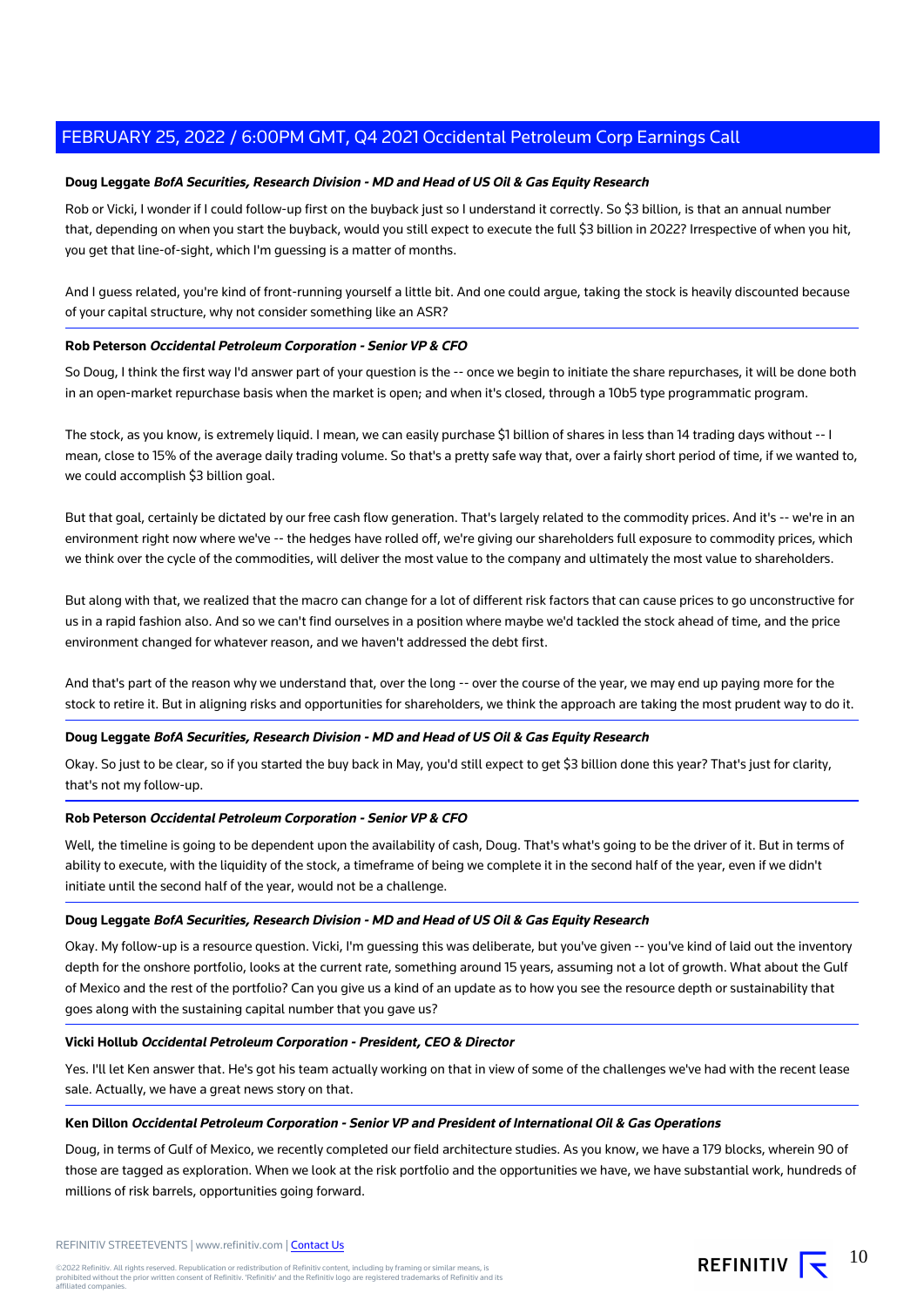**Doug Leggate** ***BofA Securities, Research Division - MD and Head of US Oil & Gas Equity Research***

Rob or Vicki, I wonder if I could follow-up first on the buyback just so I understand it correctly. So $3 billion, is that an annual number that, depending on when you start the buyback, would you still expect to execute the full $3 billion in 2022? Irrespective of when you hit, you get that line-of-sight, which I'm guessing is a matter of months.

And I guess related, you're kind of front-running yourself a little bit. And one could argue, taking the stock is heavily discounted because of your capital structure, why not consider something like an ASR?

**Rob Peterson** ***Occidental Petroleum Corporation - Senior VP & CFO***

So Doug, I think the first way I'd answer part of your question is the -- once we begin to initiate the share repurchases, it will be done both in an open-market repurchase basis when the market is open; and when it's closed, through a 10b5 type programmatic program.

The stock, as you know, is extremely liquid. I mean, we can easily purchase $1 billion of shares in less than 14 trading days without -- I mean, close to 15% of the average daily trading volume. So that's a pretty safe way that, over a fairly short period of time, if we wanted to, we could accomplish $3 billion goal.

But that goal, certainly be dictated by our free cash flow generation. That's largely related to the commodity prices. And it's -- we're in an environment right now where we've -- the hedges have rolled off, we're giving our shareholders full exposure to commodity prices, which we think over the cycle of the commodities, will deliver the most value to the company and ultimately the most value to shareholders.

But along with that, we realized that the macro can change for a lot of different risk factors that can cause prices to go unconstructive for us in a rapid fashion also. And so we can't find ourselves in a position where maybe we'd tackled the stock ahead of time, and the price environment changed for whatever reason, and we haven't addressed the debt first.

And that's part of the reason why we understand that, over the long -- over the course of the year, we may end up paying more for the stock to retire it. But in aligning risks and opportunities for shareholders, we think the approach are taking the most prudent way to do it.

**Doug Leggate** ***BofA Securities, Research Division - MD and Head of US Oil & Gas Equity Research***

Okay. So just to be clear, so if you started the buy back in May, you'd still expect to get $3 billion done this year? That's just for clarity, that's not my follow-up.

**Rob Peterson** ***Occidental Petroleum Corporation - Senior VP & CFO***

Well, the timeline is going to be dependent upon the availability of cash, Doug. That's what's going to be the driver of it. But in terms of ability to execute, with the liquidity of the stock, a timeframe of being we complete it in the second half of the year, even if we didn't initiate until the second half of the year, would not be a challenge.

**Doug Leggate** ***BofA Securities, Research Division - MD and Head of US Oil & Gas Equity Research***

Okay. My follow-up is a resource question. Vicki, I'm guessing this was deliberate, but you've given -- you've kind of laid out the inventory depth for the onshore portfolio, looks at the current rate, something around 15 years, assuming not a lot of growth. What about the Gulf of Mexico and the rest of the portfolio? Can you give us a kind of an update as to how you see the resource depth or sustainability that goes along with the sustaining capital number that you gave us?

**Vicki Hollub** ***Occidental Petroleum Corporation - President, CEO & Director***

Yes. I'll let Ken answer that. He's got his team actually working on that in view of some of the challenges we've had with the recent lease sale. Actually, we have a great news story on that.

**Ken Dillon** ***Occidental Petroleum Corporation - Senior VP and President of International Oil & Gas Operations***

Doug, in terms of Gulf of Mexico, we recently completed our field architecture studies. As you know, we have a 179 blocks, wherein 90 of those are tagged as exploration. When we look at the risk portfolio and the opportunities we have, we have substantial work, hundreds of millions of risk barrels, opportunities going forward.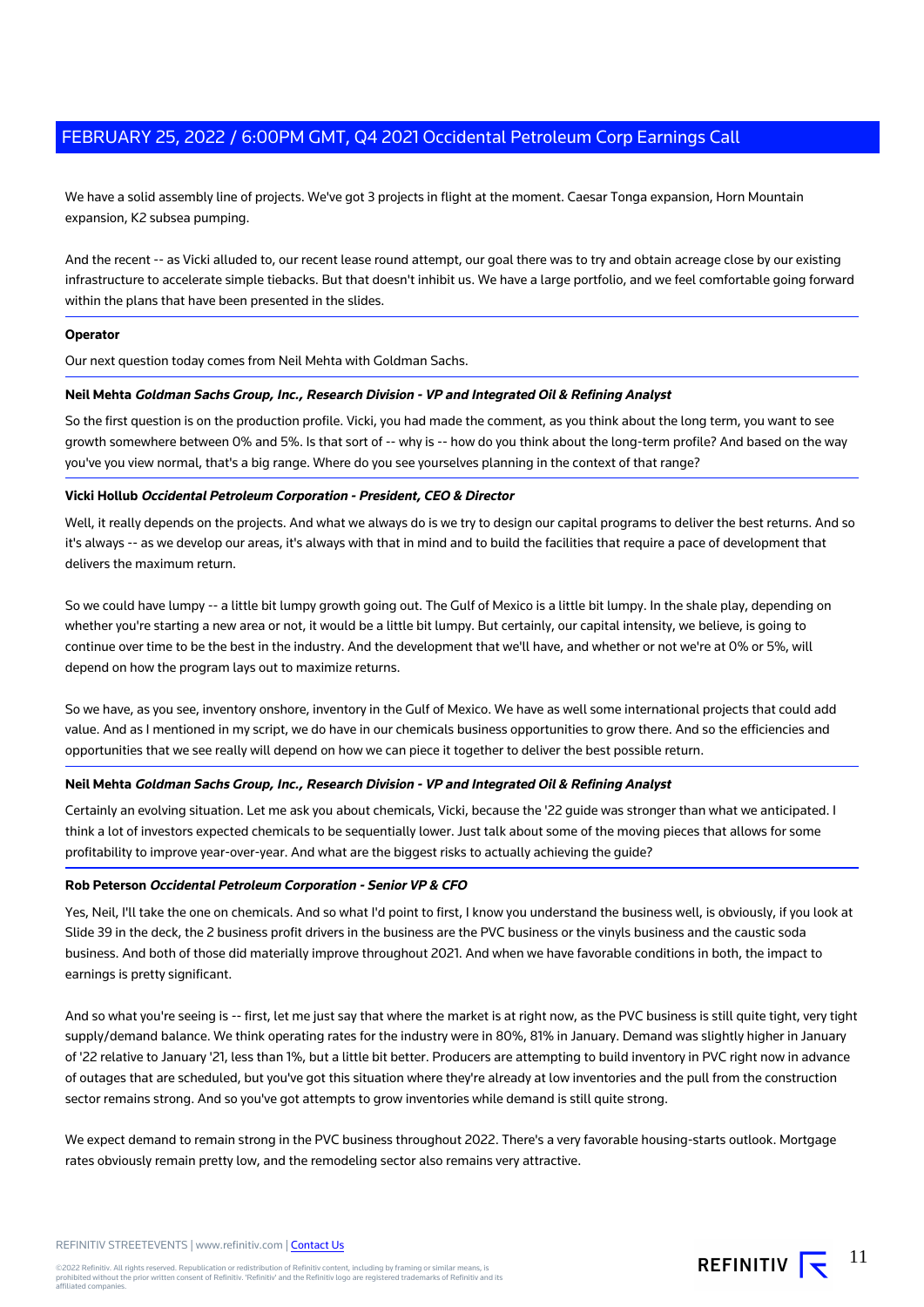We have a solid assembly line of projects. We've got 3 projects in flight at the moment. Caesar Tonga expansion, Horn Mountain expansion, K2 subsea pumping.

And the recent -- as Vicki alluded to, our recent lease round attempt, our goal there was to try and obtain acreage close by our existing infrastructure to accelerate simple tiebacks. But that doesn't inhibit us. We have a large portfolio, and we feel comfortable going forward within the plans that have been presented in the slides.

---

**Operator**

Our next question today comes from Neil Mehta with Goldman Sachs.

---

**Neil Mehta** ***Goldman Sachs Group, Inc., Research Division - VP and Integrated Oil & Refining Analyst***

So the first question is on the production profile. Vicki, you had made the comment, as you think about the long term, you want to see growth somewhere between 0% and 5%. Is that sort of -- why is -- how do you think about the long-term profile? And based on the way you've you view normal, that's a big range. Where do you see yourselves planning in the context of that range?

---

**Vicki Hollub** ***Occidental Petroleum Corporation - President, CEO & Director***

Well, it really depends on the projects. And what we always do is we try to design our capital programs to deliver the best returns. And so it's always -- as we develop our areas, it's always with that in mind and to build the facilities that require a pace of development that delivers the maximum return.

So we could have lumpy -- a little bit lumpy growth going out. The Gulf of Mexico is a little bit lumpy. In the shale play, depending on whether you're starting a new area or not, it would be a little bit lumpy. But certainly, our capital intensity, we believe, is going to continue over time to be the best in the industry. And the development that we'll have, and whether or not we're at 0% or 5%, will depend on how the program lays out to maximize returns.

So we have, as you see, inventory onshore, inventory in the Gulf of Mexico. We have as well some international projects that could add value. And as I mentioned in my script, we do have in our chemicals business opportunities to grow there. And so the efficiencies and opportunities that we see really will depend on how we can piece it together to deliver the best possible return.

---

**Neil Mehta** ***Goldman Sachs Group, Inc., Research Division - VP and Integrated Oil & Refining Analyst***

Certainly an evolving situation. Let me ask you about chemicals, Vicki, because the '22 guide was stronger than what we anticipated. I think a lot of investors expected chemicals to be sequentially lower. Just talk about some of the moving pieces that allows for some profitability to improve year-over-year. And what are the biggest risks to actually achieving the guide?

---

**Rob Peterson** ***Occidental Petroleum Corporation - Senior VP & CFO***

Yes, Neil, I'll take the one on chemicals. And so what I'd point to first, I know you understand the business well, is obviously, if you look at Slide 39 in the deck, the 2 business profit drivers in the business are the PVC business or the vinyls business and the caustic soda business. And both of those did materially improve throughout 2021. And when we have favorable conditions in both, the impact to earnings is pretty significant.

And so what you're seeing is -- first, let me just say that where the market is at right now, as the PVC business is still quite tight, very tight supply/demand balance. We think operating rates for the industry were in 80%, 81% in January. Demand was slightly higher in January of '22 relative to January '21, less than 1%, but a little bit better. Producers are attempting to build inventory in PVC right now in advance of outages that are scheduled, but you've got this situation where they're already at low inventories and the pull from the construction sector remains strong. And so you've got attempts to grow inventories while demand is still quite strong.

We expect demand to remain strong in the PVC business throughout 2022. There's a very favorable housing-starts outlook. Mortgage rates obviously remain pretty low, and the remodeling sector also remains very attractive.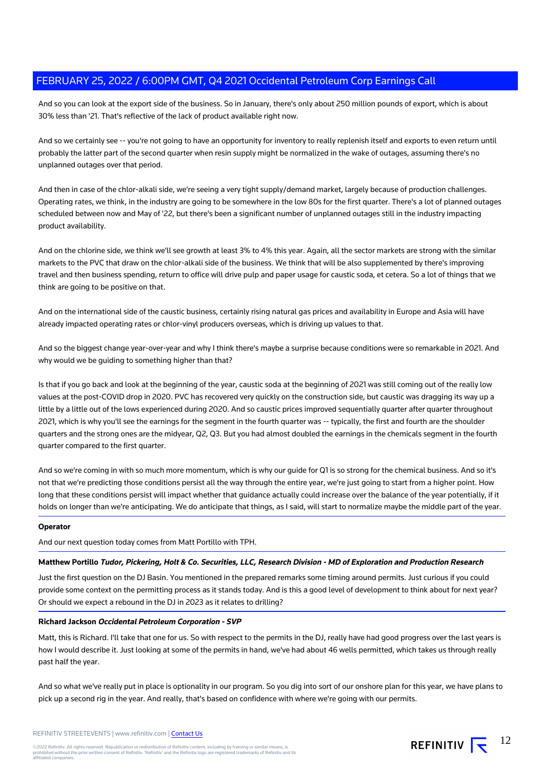And so you can look at the export side of the business. So in January, there's only about 250 million pounds of export, which is about 30% less than '21. That's reflective of the lack of product available right now.

And so we certainly see -- you're not going to have an opportunity for inventory to really replenish itself and exports to even return until probably the latter part of the second quarter when resin supply might be normalized in the wake of outages, assuming there's no unplanned outages over that period.

And then in case of the chlor-alkali side, we're seeing a very tight supply/demand market, largely because of production challenges. Operating rates, we think, in the industry are going to be somewhere in the low 80s for the first quarter. There's a lot of planned outages scheduled between now and May of '22, but there's been a significant number of unplanned outages still in the industry impacting product availability.

And on the chlorine side, we think we'll see growth at least 3% to 4% this year. Again, all the sector markets are strong with the similar markets to the PVC that draw on the chlor-alkali side of the business. We think that will be also supplemented by there's improving travel and then business spending, return to office will drive pulp and paper usage for caustic soda, et cetera. So a lot of things that we think are going to be positive on that.

And on the international side of the caustic business, certainly rising natural gas prices and availability in Europe and Asia will have already impacted operating rates or chlor-vinyl producers overseas, which is driving up values to that.

And so the biggest change year-over-year and why I think there's maybe a surprise because conditions were so remarkable in 2021. And why would we be guiding to something higher than that?

Is that if you go back and look at the beginning of the year, caustic soda at the beginning of 2021 was still coming out of the really low values at the post-COVID drop in 2020. PVC has recovered very quickly on the construction side, but caustic was dragging its way up a little by a little out of the lows experienced during 2020. And so caustic prices improved sequentially quarter after quarter throughout 2021, which is why you'll see the earnings for the segment in the fourth quarter was -- typically, the first and fourth are the shoulder quarters and the strong ones are the midyear, Q2, Q3. But you had almost doubled the earnings in the chemicals segment in the fourth quarter compared to the first quarter.

And so we're coming in with so much more momentum, which is why our guide for Q1 is so strong for the chemical business. And so it's not that we're predicting those conditions persist all the way through the entire year, we're just going to start from a higher point. How long that these conditions persist will impact whether that guidance actually could increase over the balance of the year potentially, if it holds on longer than we're anticipating. We do anticipate that things, as I said, will start to normalize maybe the middle part of the year.

**Operator**

And our next question today comes from Matt Portillo with TPH.

**Matthew Portillo** ***Tudor, Pickering, Holt & Co. Securities, LLC, Research Division - MD of Exploration and Production Research***

Just the first question on the DJ Basin. You mentioned in the prepared remarks some timing around permits. Just curious if you could provide some context on the permitting process as it stands today. And is this a good level of development to think about for next year? Or should we expect a rebound in the DJ in 2023 as it relates to drilling?

**Richard Jackson** ***Occidental Petroleum Corporation - SVP***

Matt, this is Richard. I'll take that one for us. So with respect to the permits in the DJ, really have had good progress over the last years is how I would describe it. Just looking at some of the permits in hand, we've had about 46 wells permitted, which takes us through really past half the year.

And so what we've really put in place is optionality in our program. So you dig into sort of our onshore plan for this year, we have plans to pick up a second rig in the year. And really, that's based on confidence with where we're going with our permits.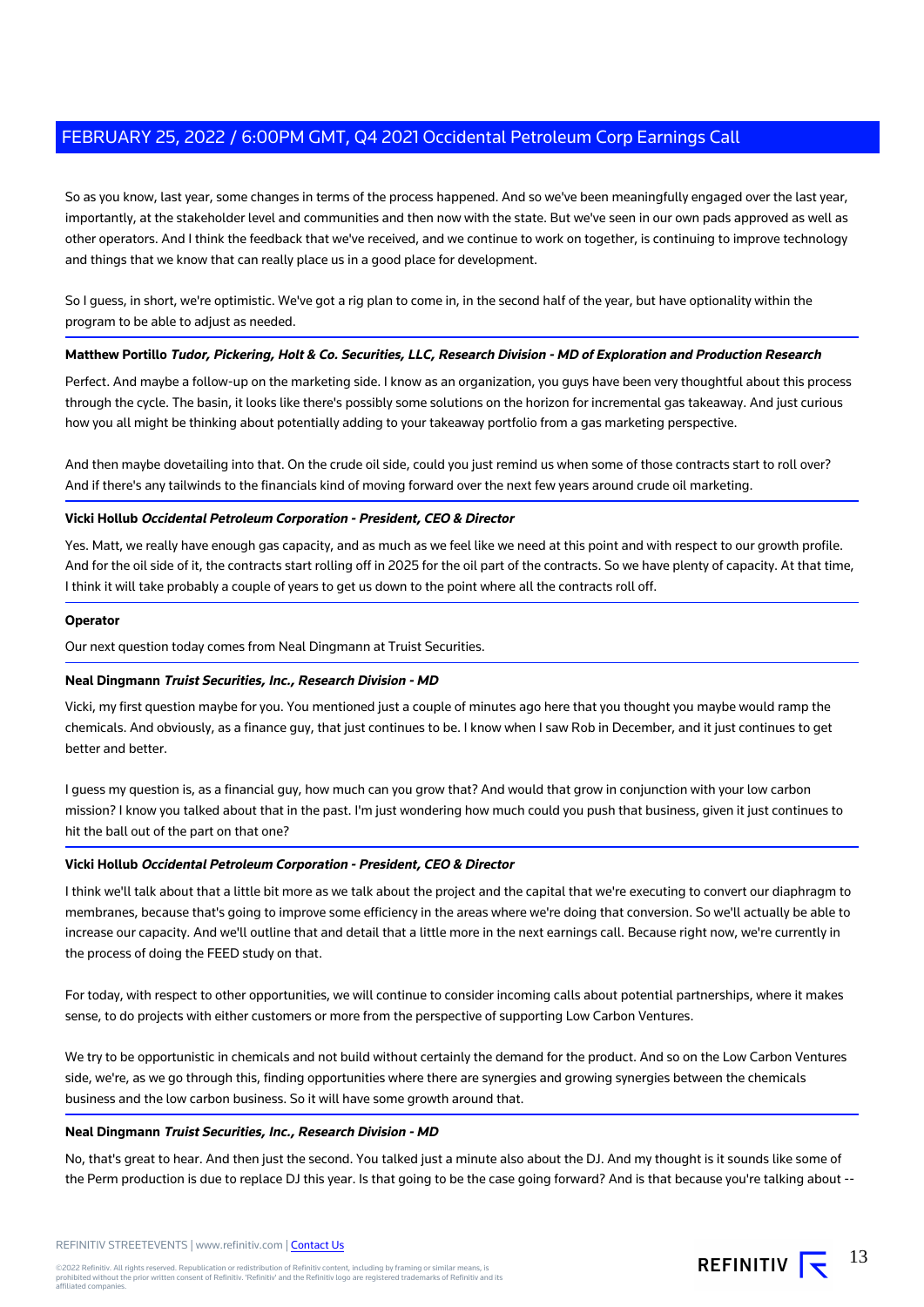So as you know, last year, some changes in terms of the process happened. And so we've been meaningfully engaged over the last year, importantly, at the stakeholder level and communities and then now with the state. But we've seen in our own pads approved as well as other operators. And I think the feedback that we've received, and we continue to work on together, is continuing to improve technology and things that we know that can really place us in a good place for development.

So I guess, in short, we're optimistic. We've got a rig plan to come in, in the second half of the year, but have optionality within the program to be able to adjust as needed.

**Matthew Portillo** ***Tudor, Pickering, Holt & Co. Securities, LLC, Research Division - MD of Exploration and Production Research***

Perfect. And maybe a follow-up on the marketing side. I know as an organization, you guys have been very thoughtful about this process through the cycle. The basin, it looks like there's possibly some solutions on the horizon for incremental gas takeaway. And just curious how you all might be thinking about potentially adding to your takeaway portfolio from a gas marketing perspective.

And then maybe dovetailing into that. On the crude oil side, could you just remind us when some of those contracts start to roll over? And if there's any tailwinds to the financials kind of moving forward over the next few years around crude oil marketing.

**Vicki Hollub** ***Occidental Petroleum Corporation - President, CEO & Director***

Yes. Matt, we really have enough gas capacity, and as much as we feel like we need at this point and with respect to our growth profile. And for the oil side of it, the contracts start rolling off in 2025 for the oil part of the contracts. So we have plenty of capacity. At that time, I think it will take probably a couple of years to get us down to the point where all the contracts roll off.

**Operator**

Our next question today comes from Neal Dingmann at Truist Securities.

**Neal Dingmann** ***Truist Securities, Inc., Research Division - MD***

Vicki, my first question maybe for you. You mentioned just a couple of minutes ago here that you thought you maybe would ramp the chemicals. And obviously, as a finance guy, that just continues to be. I know when I saw Rob in December, and it just continues to get better and better.

I guess my question is, as a financial guy, how much can you grow that? And would that grow in conjunction with your low carbon mission? I know you talked about that in the past. I'm just wondering how much could you push that business, given it just continues to hit the ball out of the part on that one?

**Vicki Hollub** ***Occidental Petroleum Corporation - President, CEO & Director***

I think we'll talk about that a little bit more as we talk about the project and the capital that we're executing to convert our diaphragm to membranes, because that's going to improve some efficiency in the areas where we're doing that conversion. So we'll actually be able to increase our capacity. And we'll outline that and detail that a little more in the next earnings call. Because right now, we're currently in the process of doing the FEED study on that.

For today, with respect to other opportunities, we will continue to consider incoming calls about potential partnerships, where it makes sense, to do projects with either customers or more from the perspective of supporting Low Carbon Ventures.

We try to be opportunistic in chemicals and not build without certainly the demand for the product. And so on the Low Carbon Ventures side, we're, as we go through this, finding opportunities where there are synergies and growing synergies between the chemicals business and the low carbon business. So it will have some growth around that.

**Neal Dingmann** ***Truist Securities, Inc., Research Division - MD***

No, that's great to hear. And then just the second. You talked just a minute also about the DJ. And my thought is it sounds like some of the Perm production is due to replace DJ this year. Is that going to be the case going forward? And is that because you're talking about --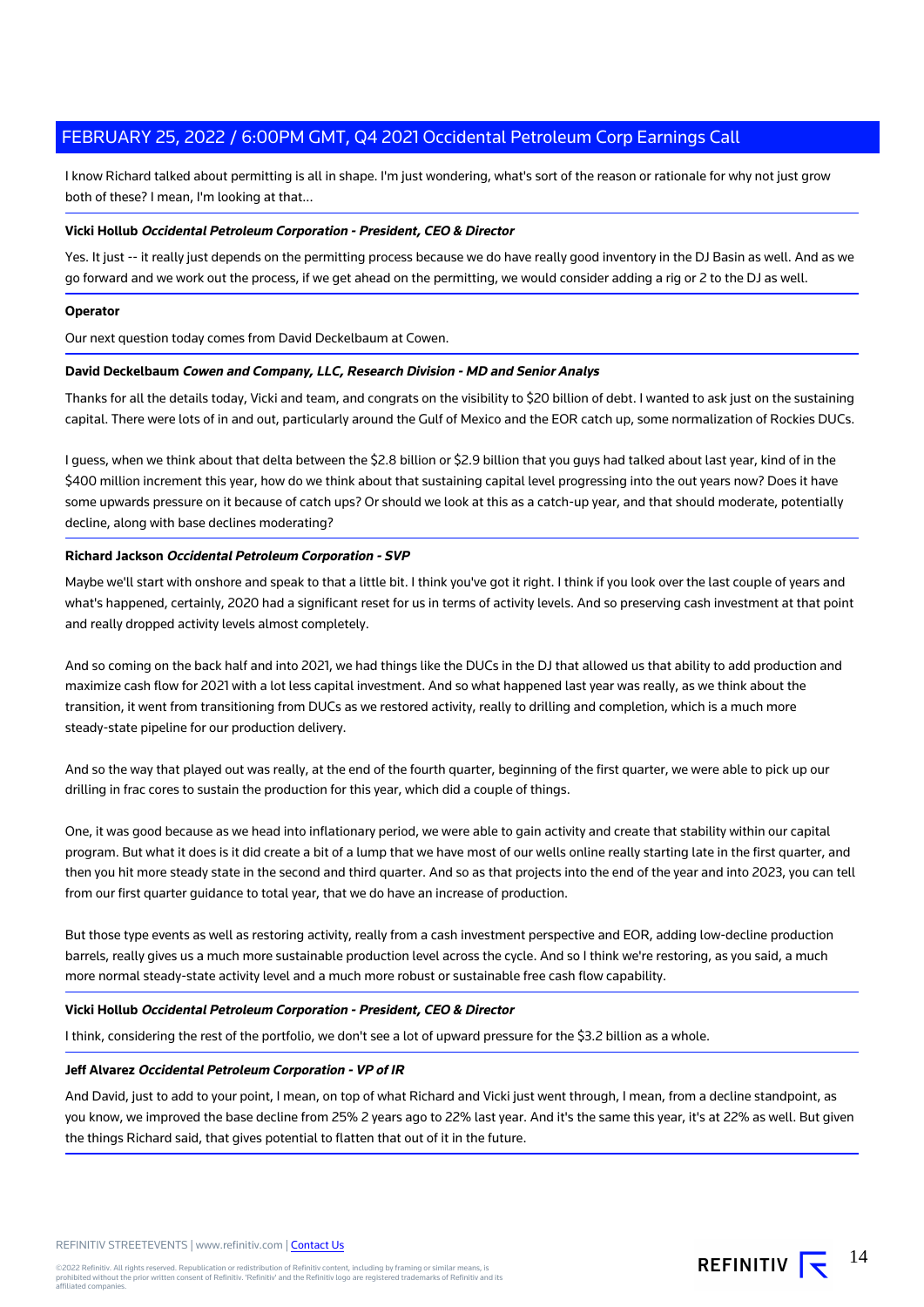I know Richard talked about permitting is all in shape. I'm just wondering, what's sort of the reason or rationale for why not just grow both of these? I mean, I'm looking at that...

**Vicki Hollub** ***Occidental Petroleum Corporation - President, CEO & Director***

Yes. It just -- it really just depends on the permitting process because we do have really good inventory in the DJ Basin as well. And as we go forward and we work out the process, if we get ahead on the permitting, we would consider adding a rig or 2 to the DJ as well.

**Operator**

Our next question today comes from David Deckelbaum at Cowen.

**David Deckelbaum** ***Cowen and Company, LLC, Research Division - MD and Senior Analys***

Thanks for all the details today, Vicki and team, and congrats on the visibility to $20 billion of debt. I wanted to ask just on the sustaining capital. There were lots of in and out, particularly around the Gulf of Mexico and the EOR catch up, some normalization of Rockies DUCs.

I guess, when we think about that delta between the $2.8 billion or $2.9 billion that you guys had talked about last year, kind of in the $400 million increment this year, how do we think about that sustaining capital level progressing into the out years now? Does it have some upwards pressure on it because of catch ups? Or should we look at this as a catch-up year, and that should moderate, potentially decline, along with base declines moderating?

**Richard Jackson** ***Occidental Petroleum Corporation - SVP***

Maybe we'll start with onshore and speak to that a little bit. I think you've got it right. I think if you look over the last couple of years and what's happened, certainly, 2020 had a significant reset for us in terms of activity levels. And so preserving cash investment at that point and really dropped activity levels almost completely.

And so coming on the back half and into 2021, we had things like the DUCs in the DJ that allowed us that ability to add production and maximize cash flow for 2021 with a lot less capital investment. And so what happened last year was really, as we think about the transition, it went from transitioning from DUCs as we restored activity, really to drilling and completion, which is a much more steady-state pipeline for our production delivery.

And so the way that played out was really, at the end of the fourth quarter, beginning of the first quarter, we were able to pick up our drilling in frac cores to sustain the production for this year, which did a couple of things.

One, it was good because as we head into inflationary period, we were able to gain activity and create that stability within our capital program. But what it does is it did create a bit of a lump that we have most of our wells online really starting late in the first quarter, and then you hit more steady state in the second and third quarter. And so as that projects into the end of the year and into 2023, you can tell from our first quarter guidance to total year, that we do have an increase of production.

But those type events as well as restoring activity, really from a cash investment perspective and EOR, adding low-decline production barrels, really gives us a much more sustainable production level across the cycle. And so I think we're restoring, as you said, a much more normal steady-state activity level and a much more robust or sustainable free cash flow capability.

**Vicki Hollub** ***Occidental Petroleum Corporation - President, CEO & Director***

I think, considering the rest of the portfolio, we don't see a lot of upward pressure for the $3.2 billion as a whole.

**Jeff Alvarez** ***Occidental Petroleum Corporation - VP of IR***

And David, just to add to your point, I mean, on top of what Richard and Vicki just went through, I mean, from a decline standpoint, as you know, we improved the base decline from 25% 2 years ago to 22% last year. And it's the same this year, it's at 22% as well. But given the things Richard said, that gives potential to flatten that out of it in the future.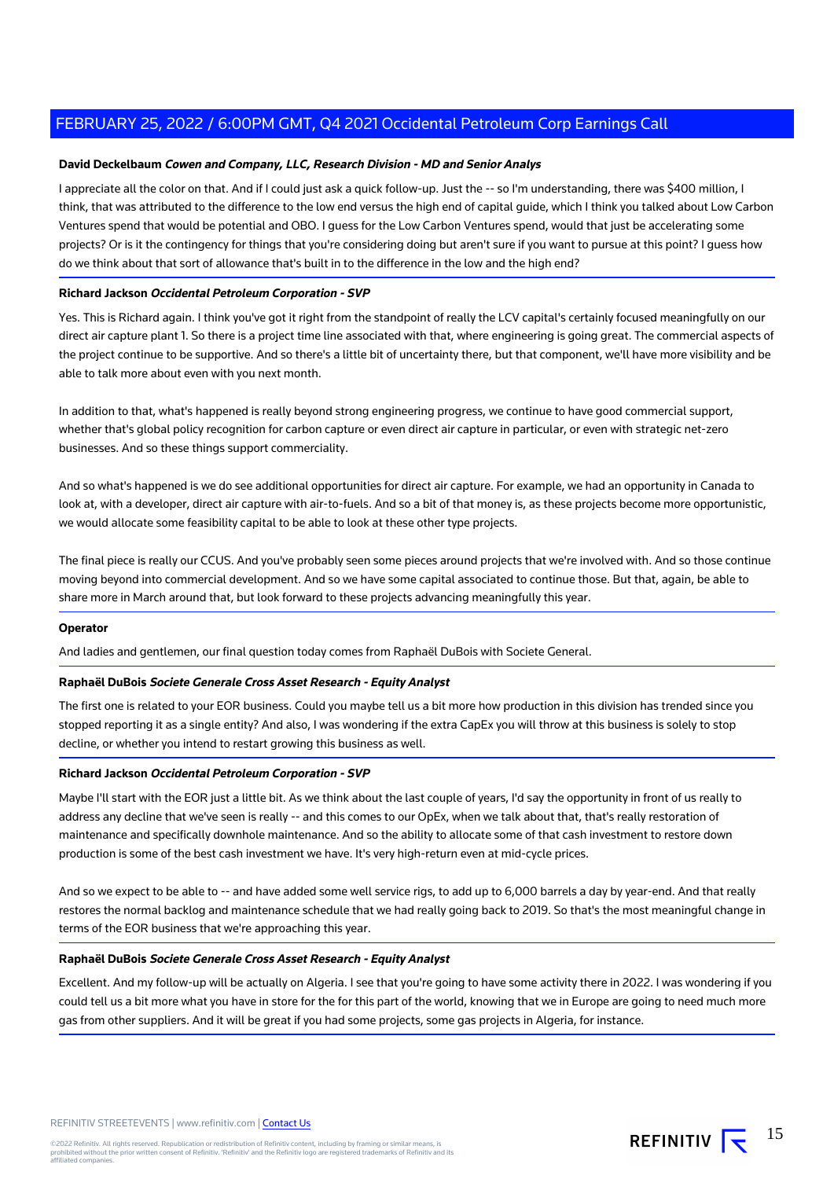**David Deckelbaum** ***Cowen and Company, LLC, Research Division - MD and Senior Analys***

I appreciate all the color on that. And if I could just ask a quick follow-up. Just the -- so I'm understanding, there was $400 million, I think, that was attributed to the difference to the low end versus the high end of capital guide, which I think you talked about Low Carbon Ventures spend that would be potential and OBO. I guess for the Low Carbon Ventures spend, would that just be accelerating some projects? Or is it the contingency for things that you're considering doing but aren't sure if you want to pursue at this point? I guess how do we think about that sort of allowance that's built in to the difference in the low and the high end?

**Richard Jackson** ***Occidental Petroleum Corporation - SVP***

Yes. This is Richard again. I think you've got it right from the standpoint of really the LCV capital's certainly focused meaningfully on our direct air capture plant 1. So there is a project time line associated with that, where engineering is going great. The commercial aspects of the project continue to be supportive. And so there's a little bit of uncertainty there, but that component, we'll have more visibility and be able to talk more about even with you next month.

In addition to that, what's happened is really beyond strong engineering progress, we continue to have good commercial support, whether that's global policy recognition for carbon capture or even direct air capture in particular, or even with strategic net-zero businesses. And so these things support commerciality.

And so what's happened is we do see additional opportunities for direct air capture. For example, we had an opportunity in Canada to look at, with a developer, direct air capture with air-to-fuels. And so a bit of that money is, as these projects become more opportunistic, we would allocate some feasibility capital to be able to look at these other type projects.

The final piece is really our CCUS. And you've probably seen some pieces around projects that we're involved with. And so those continue moving beyond into commercial development. And so we have some capital associated to continue those. But that, again, be able to share more in March around that, but look forward to these projects advancing meaningfully this year.

**Operator**

And ladies and gentlemen, our final question today comes from Raphaël DuBois with Societe General.

**Raphaël DuBois** ***Societe Generale Cross Asset Research - Equity Analyst***

The first one is related to your EOR business. Could you maybe tell us a bit more how production in this division has trended since you stopped reporting it as a single entity? And also, I was wondering if the extra CapEx you will throw at this business is solely to stop decline, or whether you intend to restart growing this business as well.

**Richard Jackson** ***Occidental Petroleum Corporation - SVP***

Maybe I'll start with the EOR just a little bit. As we think about the last couple of years, I'd say the opportunity in front of us really to address any decline that we've seen is really -- and this comes to our OpEx, when we talk about that, that's really restoration of maintenance and specifically downhole maintenance. And so the ability to allocate some of that cash investment to restore down production is some of the best cash investment we have. It's very high-return even at mid-cycle prices.

And so we expect to be able to -- and have added some well service rigs, to add up to 6,000 barrels a day by year-end. And that really restores the normal backlog and maintenance schedule that we had really going back to 2019. So that's the most meaningful change in terms of the EOR business that we're approaching this year.

**Raphaël DuBois** ***Societe Generale Cross Asset Research - Equity Analyst***

Excellent. And my follow-up will be actually on Algeria. I see that you're going to have some activity there in 2022. I was wondering if you could tell us a bit more what you have in store for the for this part of the world, knowing that we in Europe are going to need much more gas from other suppliers. And it will be great if you had some projects, some gas projects in Algeria, for instance.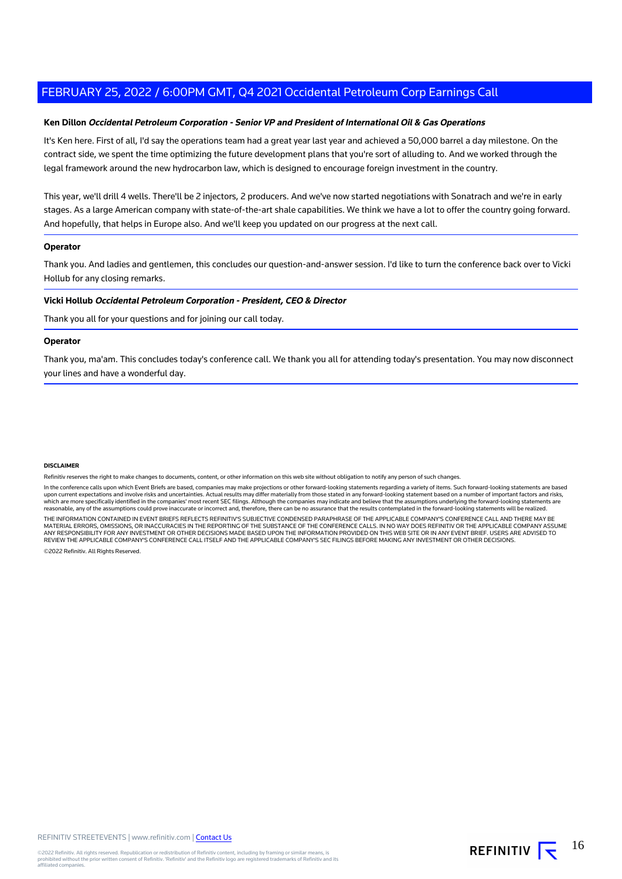**Ken Dillon** ***Occidental Petroleum Corporation - Senior VP and President of International Oil & Gas Operations***

It's Ken here. First of all, I'd say the operations team had a great year last year and achieved a 50,000 barrel a day milestone. On the contract side, we spent the time optimizing the future development plans that you're sort of alluding to. And we worked through the legal framework around the new hydrocarbon law, which is designed to encourage foreign investment in the country.

This year, we'll drill 4 wells. There'll be 2 injectors, 2 producers. And we've now started negotiations with Sonatrach and we're in early stages. As a large American company with state-of-the-art shale capabilities. We think we have a lot to offer the country going forward. And hopefully, that helps in Europe also. And we'll keep you updated on our progress at the next call.

**Operator**

Thank you. And ladies and gentlemen, this concludes our question-and-answer session. I'd like to turn the conference back over to Vicki Hollub for any closing remarks.

**Vicki Hollub** ***Occidental Petroleum Corporation - President, CEO & Director***

Thank you all for your questions and for joining our call today.

**Operator**

Thank you, ma'am. This concludes today's conference call. We thank you all for attending today's presentation. You may now disconnect your lines and have a wonderful day.

**DISCLAIMER**

Refinitiv reserves the right to make changes to documents, content, or other information on this web site without obligation to notify any person of such changes.

In the conference calls upon which Event Briefs are based, companies may make projections or other forward-looking statements regarding a variety of items. Such forward-looking statements are based upon current expectations and involve risks and uncertainties. Actual results may differ materially from those stated in any forward-looking statement based on a number of important factors and risks, which are more specifically identified in the companies' most recent SEC filings. Although the companies may indicate and believe that the assumptions underlying the forward-looking statements are reasonable, any of the assumptions could prove inaccurate or incorrect and, therefore, there can be no assurance that the results contemplated in the forward-looking statements will be realized.

THE INFORMATION CONTAINED IN EVENT BRIEFS REFLECTS REFINITIV'S SUBJECTIVE CONDENSED PARAPHRASE OF THE APPLICABLE COMPANY'S CONFERENCE CALL AND THERE MAY BE MATERIAL ERRORS, OMISSIONS, OR INACCURACIES IN THE REPORTING OF THE SUBSTANCE OF THE CONFERENCE CALLS. IN NO WAY DOES REFINITIV OR THE APPLICABLE COMPANY ASSUME ANY RESPONSIBILITY FOR ANY INVESTMENT OR OTHER DECISIONS MADE BASED UPON THE INFORMATION PROVIDED ON THIS WEB SITE OR IN ANY EVENT BRIEF. USERS ARE ADVISED TO REVIEW THE APPLICABLE COMPANY'S CONFERENCE CALL ITSELF AND THE APPLICABLE COMPANY'S SEC FILINGS BEFORE MAKING ANY INVESTMENT OR OTHER DECISIONS.

©2022 Refinitiv. All Rights Reserved.